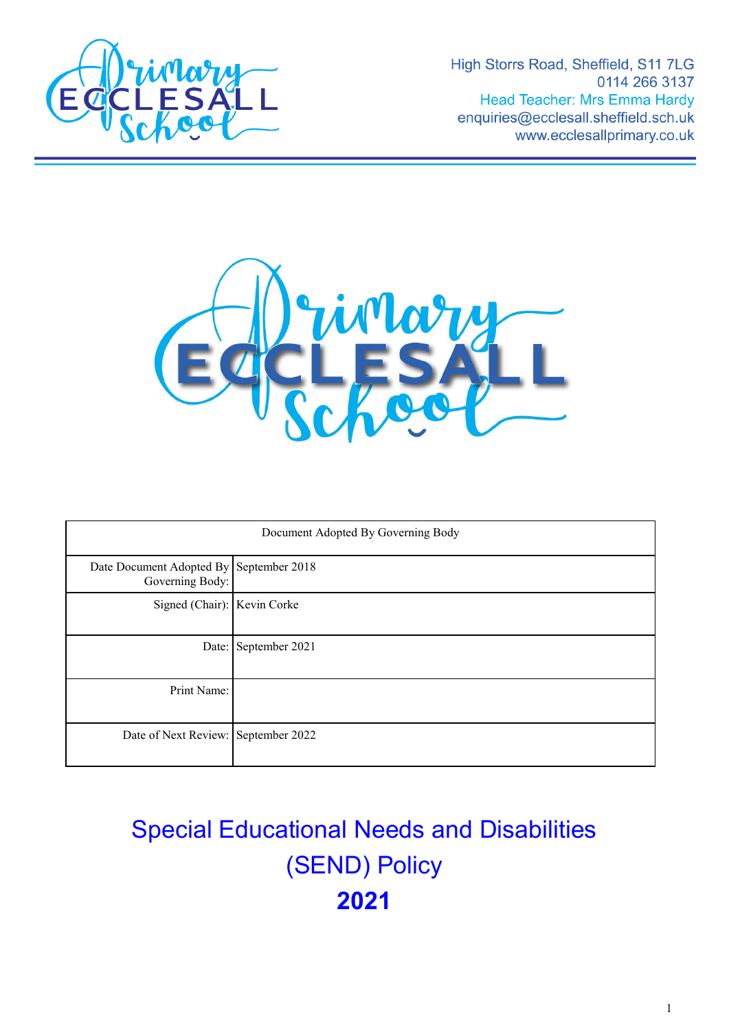High Storrs Road, Sheffield, S11 7LG
0114 266 3137
Head Teacher: Mrs Emma Hardy
enquiries@ecclesall.sheffield.sch.uk
www.ecclesallprimary.co.uk

| Document Adopted By Governing Body | |
|---|---|
| Date Document Adopted By Governing Body: | September 2018 |
| Signed (Chair): | Kevin Corke |
| Date: | September 2021 |
| Print Name: | |
| Date of Next Review: | September 2022 |

# Special Educational Needs and Disabilities (SEND) Policy

# **2021**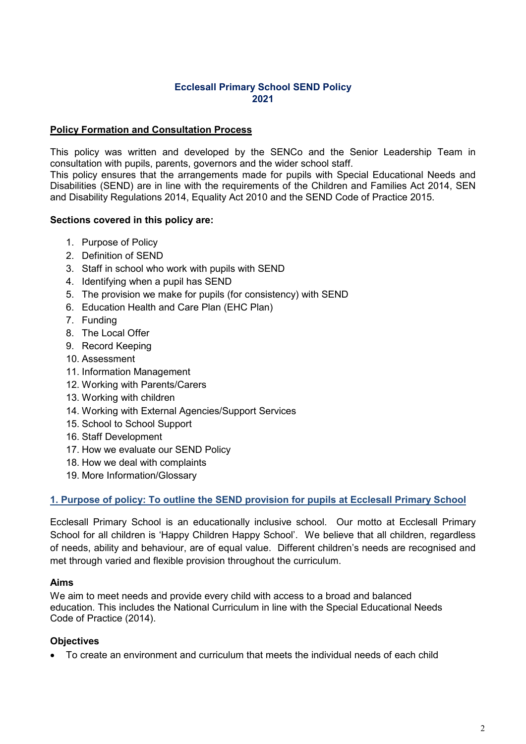# Ecclesall Primary School SEND Policy
# 2021

**Policy Formation and Consultation Process**

This policy was written and developed by the SENCo and the Senior Leadership Team in consultation with pupils, parents, governors and the wider school staff.
This policy ensures that the arrangements made for pupils with Special Educational Needs and Disabilities (SEND) are in line with the requirements of the Children and Families Act 2014, SEN and Disability Regulations 2014, Equality Act 2010 and the SEND Code of Practice 2015.

**Sections covered in this policy are:**

1. Purpose of Policy
2. Definition of SEND
3. Staff in school who work with pupils with SEND
4. Identifying when a pupil has SEND
5. The provision we make for pupils (for consistency) with SEND
6. Education Health and Care Plan (EHC Plan)
7. Funding
8. The Local Offer
9. Record Keeping
10. Assessment
11. Information Management
12. Working with Parents/Carers
13. Working with children
14. Working with External Agencies/Support Services
15. School to School Support
16. Staff Development
17. How we evaluate our SEND Policy
18. How we deal with complaints
19. More Information/Glossary

## 1. Purpose of policy: To outline the SEND provision for pupils at Ecclesall Primary School

Ecclesall Primary School is an educationally inclusive school. Our motto at Ecclesall Primary School for all children is 'Happy Children Happy School'. We believe that all children, regardless of needs, ability and behaviour, are of equal value. Different children's needs are recognised and met through varied and flexible provision throughout the curriculum.

### Aims

We aim to meet needs and provide every child with access to a broad and balanced education. This includes the National Curriculum in line with the Special Educational Needs Code of Practice (2014).

### Objectives

- To create an environment and curriculum that meets the individual needs of each child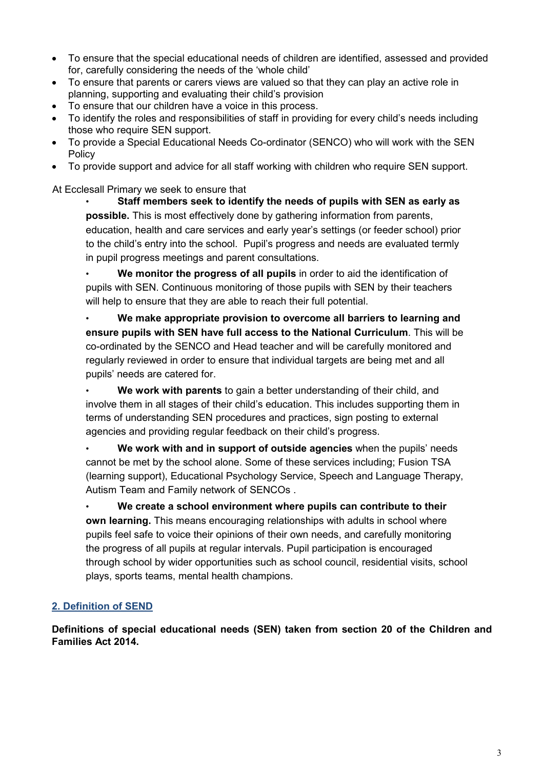- To ensure that the special educational needs of children are identified, assessed and provided for, carefully considering the needs of the 'whole child'
- To ensure that parents or carers views are valued so that they can play an active role in planning, supporting and evaluating their child's provision
- To ensure that our children have a voice in this process.
- To identify the roles and responsibilities of staff in providing for every child's needs including those who require SEN support.
- To provide a Special Educational Needs Co-ordinator (SENCO) who will work with the SEN Policy
- To provide support and advice for all staff working with children who require SEN support.

At Ecclesall Primary we seek to ensure that

- **Staff members seek to identify the needs of pupils with SEN as early as possible.** This is most effectively done by gathering information from parents, education, health and care services and early year's settings (or feeder school) prior to the child's entry into the school. Pupil's progress and needs are evaluated termly in pupil progress meetings and parent consultations.

- **We monitor the progress of all pupils** in order to aid the identification of pupils with SEN. Continuous monitoring of those pupils with SEN by their teachers will help to ensure that they are able to reach their full potential.

- **We make appropriate provision to overcome all barriers to learning and ensure pupils with SEN have full access to the National Curriculum**. This will be co-ordinated by the SENCO and Head teacher and will be carefully monitored and regularly reviewed in order to ensure that individual targets are being met and all pupils' needs are catered for.

- **We work with parents** to gain a better understanding of their child, and involve them in all stages of their child's education. This includes supporting them in terms of understanding SEN procedures and practices, sign posting to external agencies and providing regular feedback on their child's progress.

- **We work with and in support of outside agencies** when the pupils' needs cannot be met by the school alone. Some of these services including; Fusion TSA (learning support), Educational Psychology Service, Speech and Language Therapy, Autism Team and Family network of SENCOs .

- **We create a school environment where pupils can contribute to their own learning.** This means encouraging relationships with adults in school where pupils feel safe to voice their opinions of their own needs, and carefully monitoring the progress of all pupils at regular intervals. Pupil participation is encouraged through school by wider opportunities such as school council, residential visits, school plays, sports teams, mental health champions.

## 2. Definition of SEND

**Definitions of special educational needs (SEN) taken from section 20 of the Children and Families Act 2014.**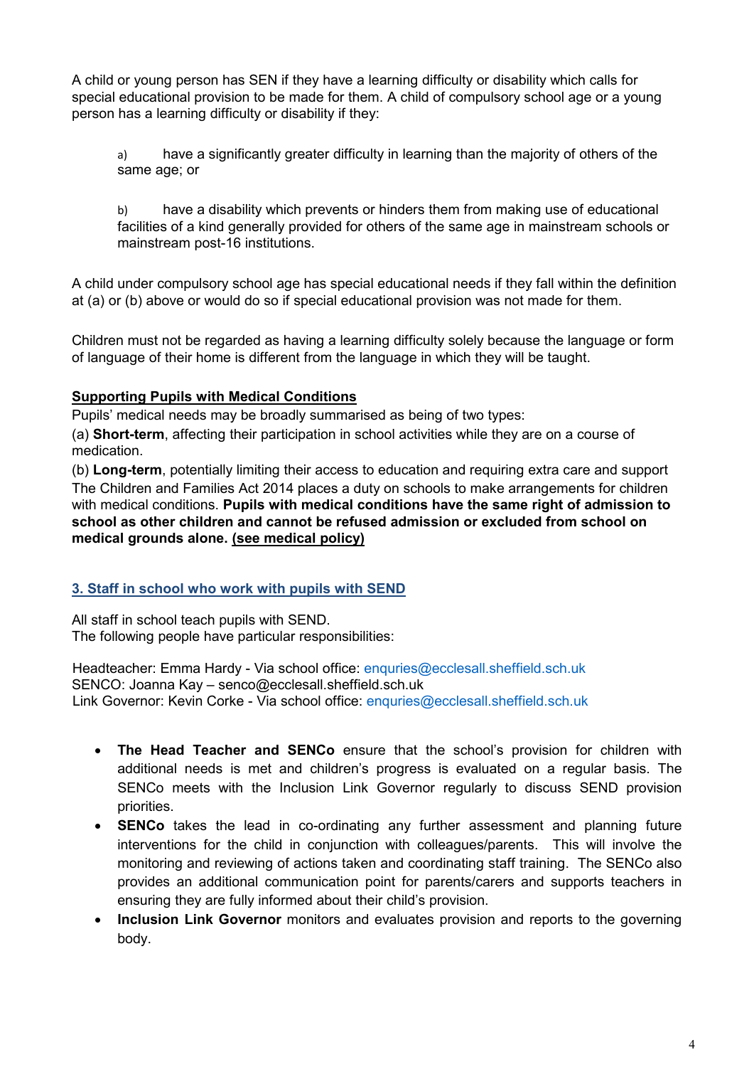A child or young person has SEN if they have a learning difficulty or disability which calls for special educational provision to be made for them. A child of compulsory school age or a young person has a learning difficulty or disability if they:

a) have a significantly greater difficulty in learning than the majority of others of the same age; or

b) have a disability which prevents or hinders them from making use of educational facilities of a kind generally provided for others of the same age in mainstream schools or mainstream post-16 institutions.

A child under compulsory school age has special educational needs if they fall within the definition at (a) or (b) above or would do so if special educational provision was not made for them.

Children must not be regarded as having a learning difficulty solely because the language or form of language of their home is different from the language in which they will be taught.

**Supporting Pupils with Medical Conditions**

Pupils' medical needs may be broadly summarised as being of two types:

(a) **Short-term**, affecting their participation in school activities while they are on a course of medication.

(b) **Long-term**, potentially limiting their access to education and requiring extra care and support

The Children and Families Act 2014 places a duty on schools to make arrangements for children with medical conditions. **Pupils with medical conditions have the same right of admission to school as other children and cannot be refused admission or excluded from school on medical grounds alone. (see medical policy)**

## 3. Staff in school who work with pupils with SEND

All staff in school teach pupils with SEND.
The following people have particular responsibilities:

Headteacher: Emma Hardy - Via school office: enquries@ecclesall.sheffield.sch.uk
SENCO: Joanna Kay – senco@ecclesall.sheffield.sch.uk
Link Governor: Kevin Corke - Via school office: enquries@ecclesall.sheffield.sch.uk

- **The Head Teacher and SENCo** ensure that the school's provision for children with additional needs is met and children's progress is evaluated on a regular basis. The SENCo meets with the Inclusion Link Governor regularly to discuss SEND provision priorities.
- **SENCo** takes the lead in co-ordinating any further assessment and planning future interventions for the child in conjunction with colleagues/parents. This will involve the monitoring and reviewing of actions taken and coordinating staff training. The SENCo also provides an additional communication point for parents/carers and supports teachers in ensuring they are fully informed about their child's provision.
- **Inclusion Link Governor** monitors and evaluates provision and reports to the governing body.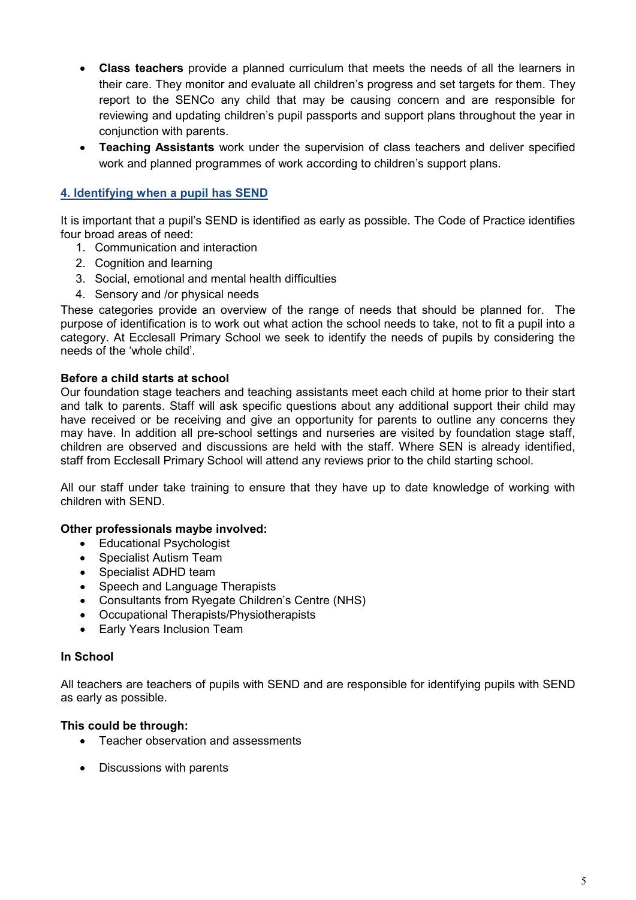- **Class teachers** provide a planned curriculum that meets the needs of all the learners in their care. They monitor and evaluate all children's progress and set targets for them. They report to the SENCo any child that may be causing concern and are responsible for reviewing and updating children's pupil passports and support plans throughout the year in conjunction with parents.
- **Teaching Assistants** work under the supervision of class teachers and deliver specified work and planned programmes of work according to children's support plans.

## 4. Identifying when a pupil has SEND

It is important that a pupil's SEND is identified as early as possible. The Code of Practice identifies four broad areas of need:

1. Communication and interaction
2. Cognition and learning
3. Social, emotional and mental health difficulties
4. Sensory and /or physical needs

These categories provide an overview of the range of needs that should be planned for. The purpose of identification is to work out what action the school needs to take, not to fit a pupil into a category. At Ecclesall Primary School we seek to identify the needs of pupils by considering the needs of the 'whole child'.

**Before a child starts at school**

Our foundation stage teachers and teaching assistants meet each child at home prior to their start and talk to parents. Staff will ask specific questions about any additional support their child may have received or be receiving and give an opportunity for parents to outline any concerns they may have. In addition all pre-school settings and nurseries are visited by foundation stage staff, children are observed and discussions are held with the staff. Where SEN is already identified, staff from Ecclesall Primary School will attend any reviews prior to the child starting school.

All our staff under take training to ensure that they have up to date knowledge of working with children with SEND.

**Other professionals maybe involved:**

- Educational Psychologist
- Specialist Autism Team
- Specialist ADHD team
- Speech and Language Therapists
- Consultants from Ryegate Children's Centre (NHS)
- Occupational Therapists/Physiotherapists
- Early Years Inclusion Team

**In School**

All teachers are teachers of pupils with SEND and are responsible for identifying pupils with SEND as early as possible.

**This could be through:**

- Teacher observation and assessments
- Discussions with parents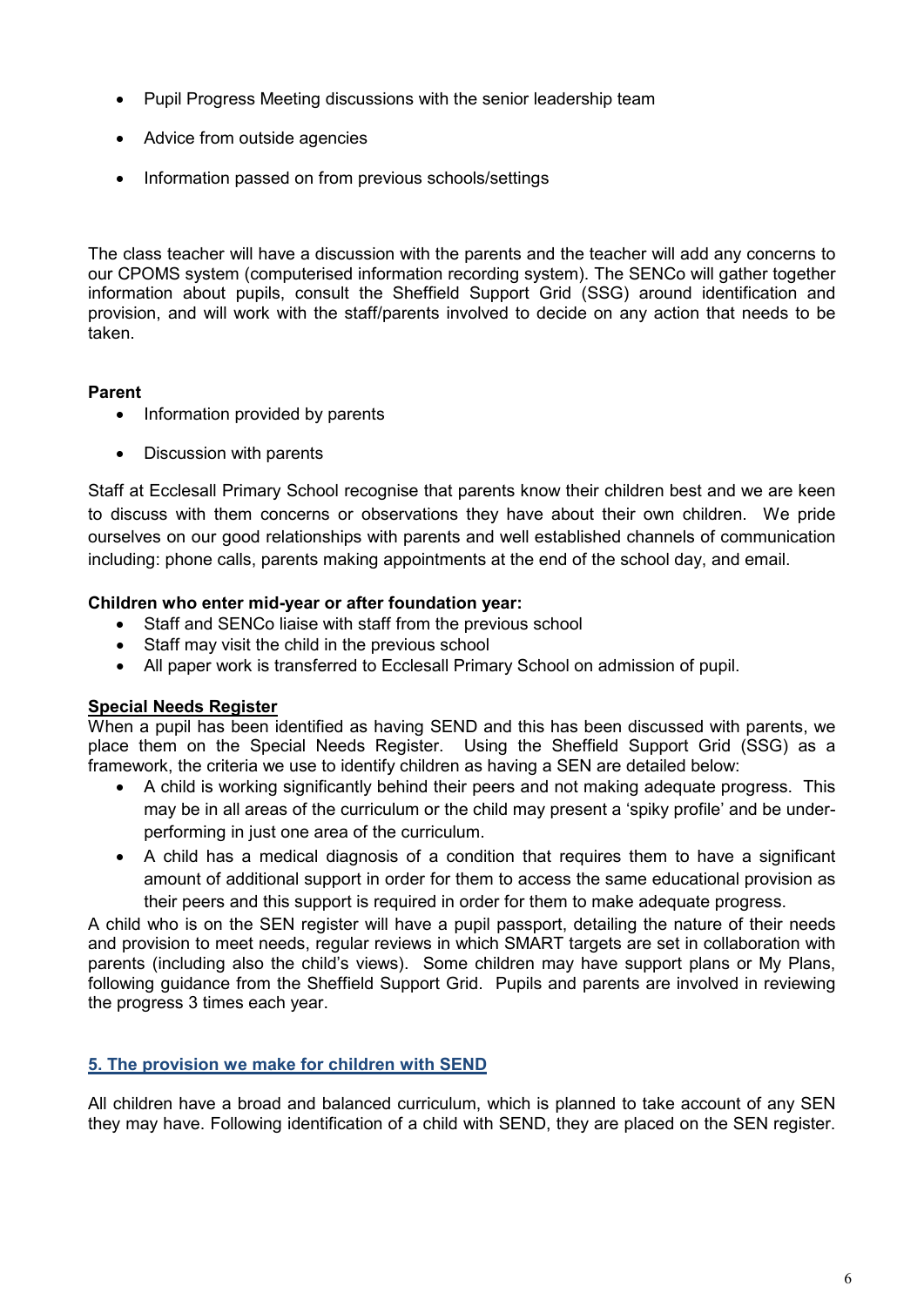- Pupil Progress Meeting discussions with the senior leadership team
- Advice from outside agencies
- Information passed on from previous schools/settings

The class teacher will have a discussion with the parents and the teacher will add any concerns to our CPOMS system (computerised information recording system). The SENCo will gather together information about pupils, consult the Sheffield Support Grid (SSG) around identification and provision, and will work with the staff/parents involved to decide on any action that needs to be taken.

**Parent**

- Information provided by parents
- Discussion with parents

Staff at Ecclesall Primary School recognise that parents know their children best and we are keen to discuss with them concerns or observations they have about their own children. We pride ourselves on our good relationships with parents and well established channels of communication including: phone calls, parents making appointments at the end of the school day, and email.

**Children who enter mid-year or after foundation year:**

- Staff and SENCo liaise with staff from the previous school
- Staff may visit the child in the previous school
- All paper work is transferred to Ecclesall Primary School on admission of pupil.

**Special Needs Register**

When a pupil has been identified as having SEND and this has been discussed with parents, we place them on the Special Needs Register. Using the Sheffield Support Grid (SSG) as a framework, the criteria we use to identify children as having a SEN are detailed below:

- A child is working significantly behind their peers and not making adequate progress. This may be in all areas of the curriculum or the child may present a 'spiky profile' and be under-performing in just one area of the curriculum.
- A child has a medical diagnosis of a condition that requires them to have a significant amount of additional support in order for them to access the same educational provision as their peers and this support is required in order for them to make adequate progress.

A child who is on the SEN register will have a pupil passport, detailing the nature of their needs and provision to meet needs, regular reviews in which SMART targets are set in collaboration with parents (including also the child's views). Some children may have support plans or My Plans, following guidance from the Sheffield Support Grid. Pupils and parents are involved in reviewing the progress 3 times each year.

## 5. The provision we make for children with SEND

All children have a broad and balanced curriculum, which is planned to take account of any SEN they may have. Following identification of a child with SEND, they are placed on the SEN register.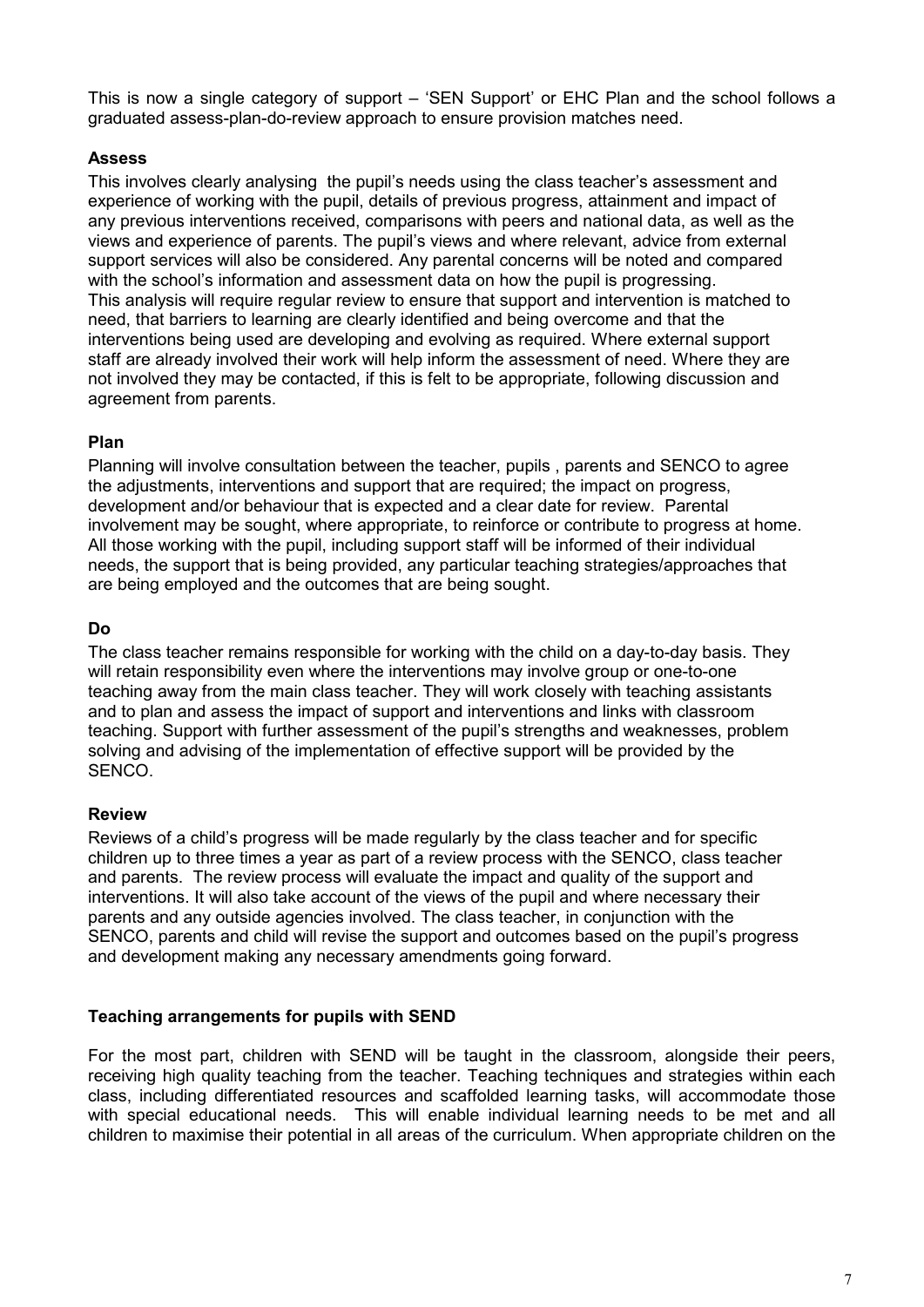This is now a single category of support – 'SEN Support' or EHC Plan and the school follows a graduated assess-plan-do-review approach to ensure provision matches need.

**Assess**

This involves clearly analysing the pupil's needs using the class teacher's assessment and experience of working with the pupil, details of previous progress, attainment and impact of any previous interventions received, comparisons with peers and national data, as well as the views and experience of parents. The pupil's views and where relevant, advice from external support services will also be considered. Any parental concerns will be noted and compared with the school's information and assessment data on how the pupil is progressing.
This analysis will require regular review to ensure that support and intervention is matched to need, that barriers to learning are clearly identified and being overcome and that the interventions being used are developing and evolving as required. Where external support staff are already involved their work will help inform the assessment of need. Where they are not involved they may be contacted, if this is felt to be appropriate, following discussion and agreement from parents.

**Plan**

Planning will involve consultation between the teacher, pupils , parents and SENCO to agree the adjustments, interventions and support that are required; the impact on progress, development and/or behaviour that is expected and a clear date for review. Parental involvement may be sought, where appropriate, to reinforce or contribute to progress at home. All those working with the pupil, including support staff will be informed of their individual needs, the support that is being provided, any particular teaching strategies/approaches that are being employed and the outcomes that are being sought.

**Do**

The class teacher remains responsible for working with the child on a day-to-day basis. They will retain responsibility even where the interventions may involve group or one-to-one teaching away from the main class teacher. They will work closely with teaching assistants and to plan and assess the impact of support and interventions and links with classroom teaching. Support with further assessment of the pupil's strengths and weaknesses, problem solving and advising of the implementation of effective support will be provided by the SENCO.

**Review**

Reviews of a child's progress will be made regularly by the class teacher and for specific children up to three times a year as part of a review process with the SENCO, class teacher and parents. The review process will evaluate the impact and quality of the support and interventions. It will also take account of the views of the pupil and where necessary their parents and any outside agencies involved. The class teacher, in conjunction with the SENCO, parents and child will revise the support and outcomes based on the pupil's progress and development making any necessary amendments going forward.

**Teaching arrangements for pupils with SEND**

For the most part, children with SEND will be taught in the classroom, alongside their peers, receiving high quality teaching from the teacher. Teaching techniques and strategies within each class, including differentiated resources and scaffolded learning tasks, will accommodate those with special educational needs. This will enable individual learning needs to be met and all children to maximise their potential in all areas of the curriculum. When appropriate children on the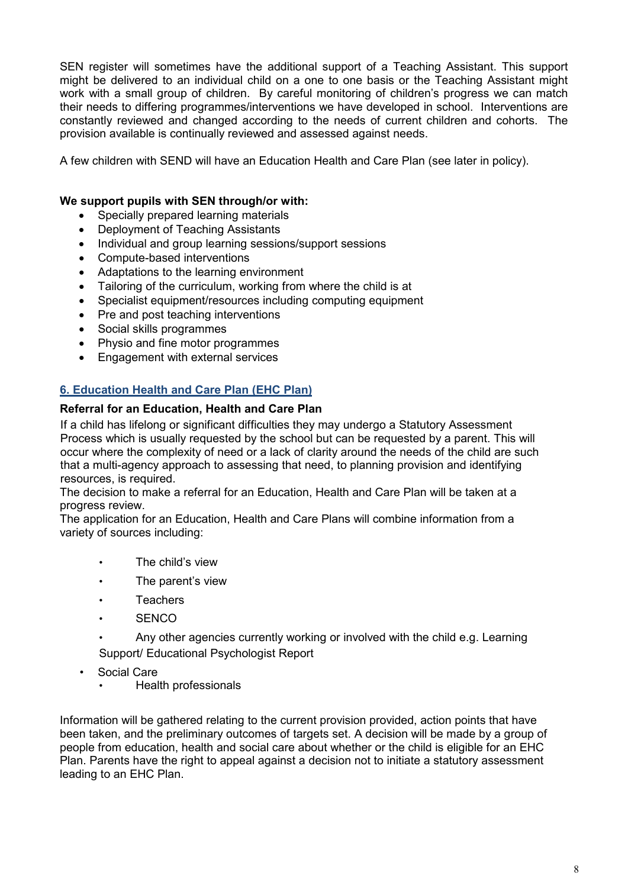SEN register will sometimes have the additional support of a Teaching Assistant. This support might be delivered to an individual child on a one to one basis or the Teaching Assistant might work with a small group of children. By careful monitoring of children's progress we can match their needs to differing programmes/interventions we have developed in school. Interventions are constantly reviewed and changed according to the needs of current children and cohorts. The provision available is continually reviewed and assessed against needs.

A few children with SEND will have an Education Health and Care Plan (see later in policy).

**We support pupils with SEN through/or with:**

- Specially prepared learning materials
- Deployment of Teaching Assistants
- Individual and group learning sessions/support sessions
- Compute-based interventions
- Adaptations to the learning environment
- Tailoring of the curriculum, working from where the child is at
- Specialist equipment/resources including computing equipment
- Pre and post teaching interventions
- Social skills programmes
- Physio and fine motor programmes
- Engagement with external services

## 6. Education Health and Care Plan (EHC Plan)

**Referral for an Education, Health and Care Plan**

If a child has lifelong or significant difficulties they may undergo a Statutory Assessment Process which is usually requested by the school but can be requested by a parent. This will occur where the complexity of need or a lack of clarity around the needs of the child are such that a multi-agency approach to assessing that need, to planning provision and identifying resources, is required.

The decision to make a referral for an Education, Health and Care Plan will be taken at a progress review.

The application for an Education, Health and Care Plans will combine information from a variety of sources including:

- The child's view
- The parent's view
- Teachers
- SENCO
- Any other agencies currently working or involved with the child e.g. Learning Support/ Educational Psychologist Report
- Social Care
- Health professionals

Information will be gathered relating to the current provision provided, action points that have been taken, and the preliminary outcomes of targets set. A decision will be made by a group of people from education, health and social care about whether or the child is eligible for an EHC Plan. Parents have the right to appeal against a decision not to initiate a statutory assessment leading to an EHC Plan.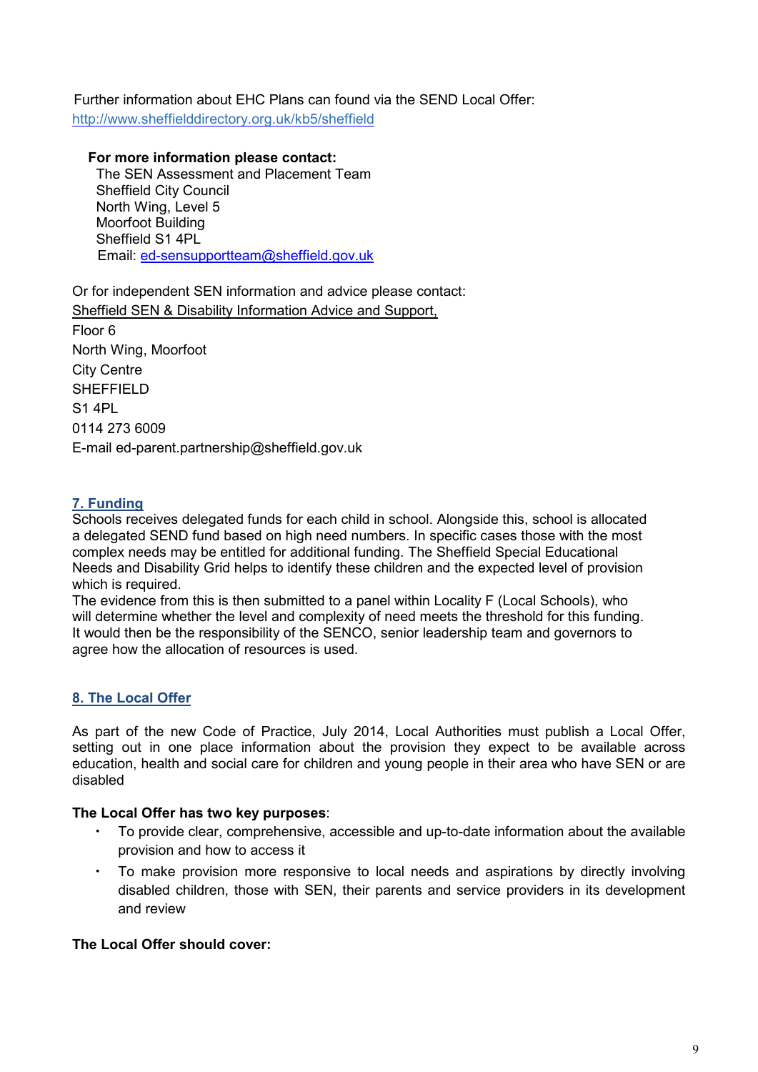Further information about EHC Plans can found via the SEND Local Offer: [http://www.sheffielddirectory.org.uk/kb5/sheffield](http://www.sheffielddirectory.org.uk/kb5/sheffield)

**For more information please contact:**
The SEN Assessment and Placement Team
Sheffield City Council
North Wing, Level 5
Moorfoot Building
Sheffield S1 4PL
Email: [ed-sensupportteam@sheffield.gov.uk](mailto:ed-sensupportteam@sheffield.gov.uk)

Or for independent SEN information and advice please contact:
Sheffield SEN & Disability Information Advice and Support,
Floor 6
North Wing, Moorfoot
City Centre
SHEFFIELD
S1 4PL
0114 273 6009
E-mail ed-parent.partnership@sheffield.gov.uk

## 7. Funding

Schools receives delegated funds for each child in school. Alongside this, school is allocated a delegated SEND fund based on high need numbers. In specific cases those with the most complex needs may be entitled for additional funding. The Sheffield Special Educational Needs and Disability Grid helps to identify these children and the expected level of provision which is required.
The evidence from this is then submitted to a panel within Locality F (Local Schools), who will determine whether the level and complexity of need meets the threshold for this funding. It would then be the responsibility of the SENCO, senior leadership team and governors to agree how the allocation of resources is used.

## 8. The Local Offer

As part of the new Code of Practice, July 2014, Local Authorities must publish a Local Offer, setting out in one place information about the provision they expect to be available across education, health and social care for children and young people in their area who have SEN or are disabled

**The Local Offer has two key purposes**:

- To provide clear, comprehensive, accessible and up-to-date information about the available provision and how to access it
- To make provision more responsive to local needs and aspirations by directly involving disabled children, those with SEN, their parents and service providers in its development and review

**The Local Offer should cover:**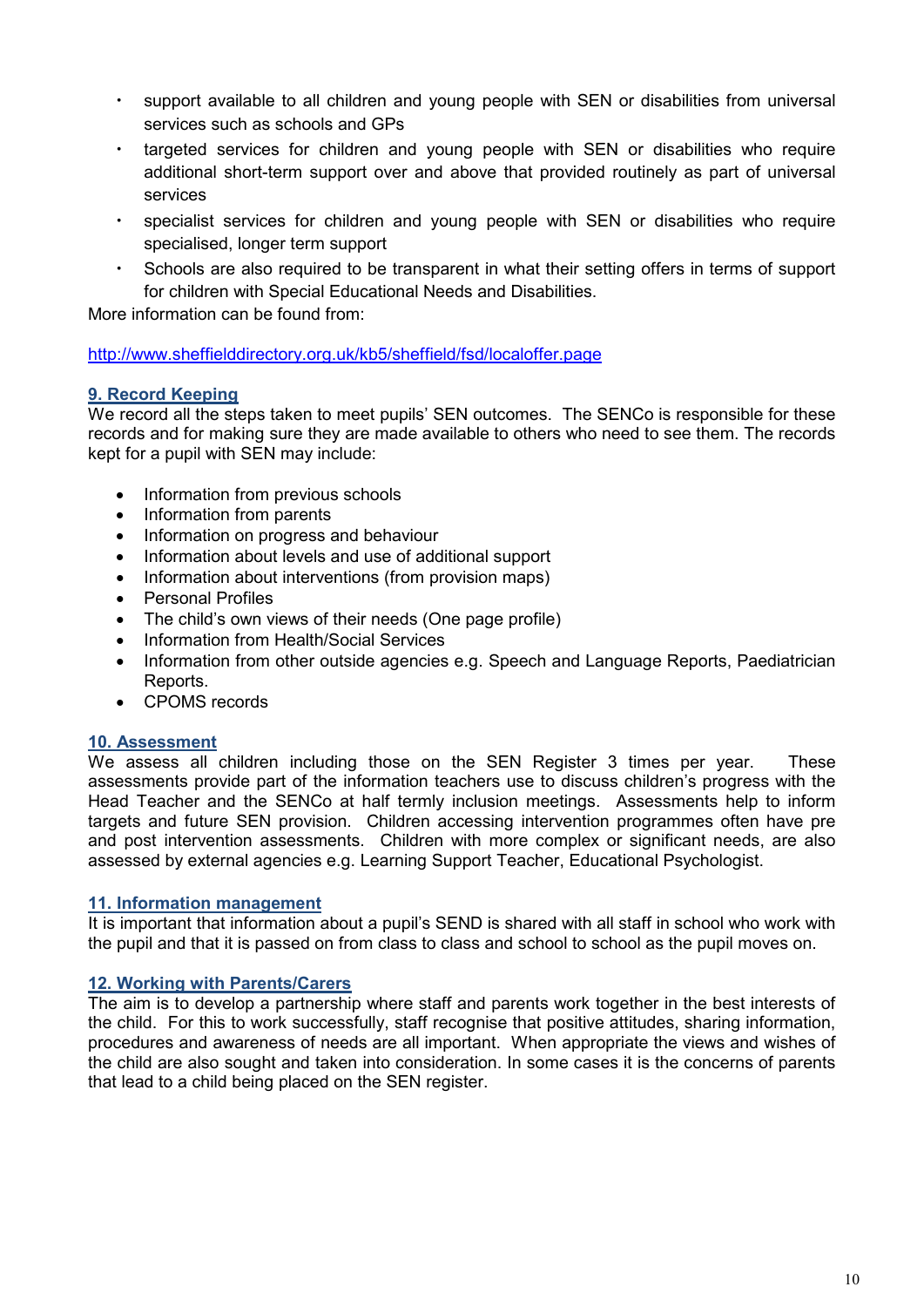- support available to all children and young people with SEN or disabilities from universal services such as schools and GPs
- targeted services for children and young people with SEN or disabilities who require additional short-term support over and above that provided routinely as part of universal services
- specialist services for children and young people with SEN or disabilities who require specialised, longer term support
- Schools are also required to be transparent in what their setting offers in terms of support for children with Special Educational Needs and Disabilities.

More information can be found from:

http://www.sheffielddirectory.org.uk/kb5/sheffield/fsd/localoffer.page

## 9. Record Keeping

We record all the steps taken to meet pupils' SEN outcomes. The SENCo is responsible for these records and for making sure they are made available to others who need to see them. The records kept for a pupil with SEN may include:

- Information from previous schools
- Information from parents
- Information on progress and behaviour
- Information about levels and use of additional support
- Information about interventions (from provision maps)
- Personal Profiles
- The child's own views of their needs (One page profile)
- Information from Health/Social Services
- Information from other outside agencies e.g. Speech and Language Reports, Paediatrician Reports.
- CPOMS records

## 10. Assessment

We assess all children including those on the SEN Register 3 times per year. These assessments provide part of the information teachers use to discuss children's progress with the Head Teacher and the SENCo at half termly inclusion meetings. Assessments help to inform targets and future SEN provision. Children accessing intervention programmes often have pre and post intervention assessments. Children with more complex or significant needs, are also assessed by external agencies e.g. Learning Support Teacher, Educational Psychologist.

## 11. Information management

It is important that information about a pupil's SEND is shared with all staff in school who work with the pupil and that it is passed on from class to class and school to school as the pupil moves on.

## 12. Working with Parents/Carers

The aim is to develop a partnership where staff and parents work together in the best interests of the child. For this to work successfully, staff recognise that positive attitudes, sharing information, procedures and awareness of needs are all important. When appropriate the views and wishes of the child are also sought and taken into consideration. In some cases it is the concerns of parents that lead to a child being placed on the SEN register.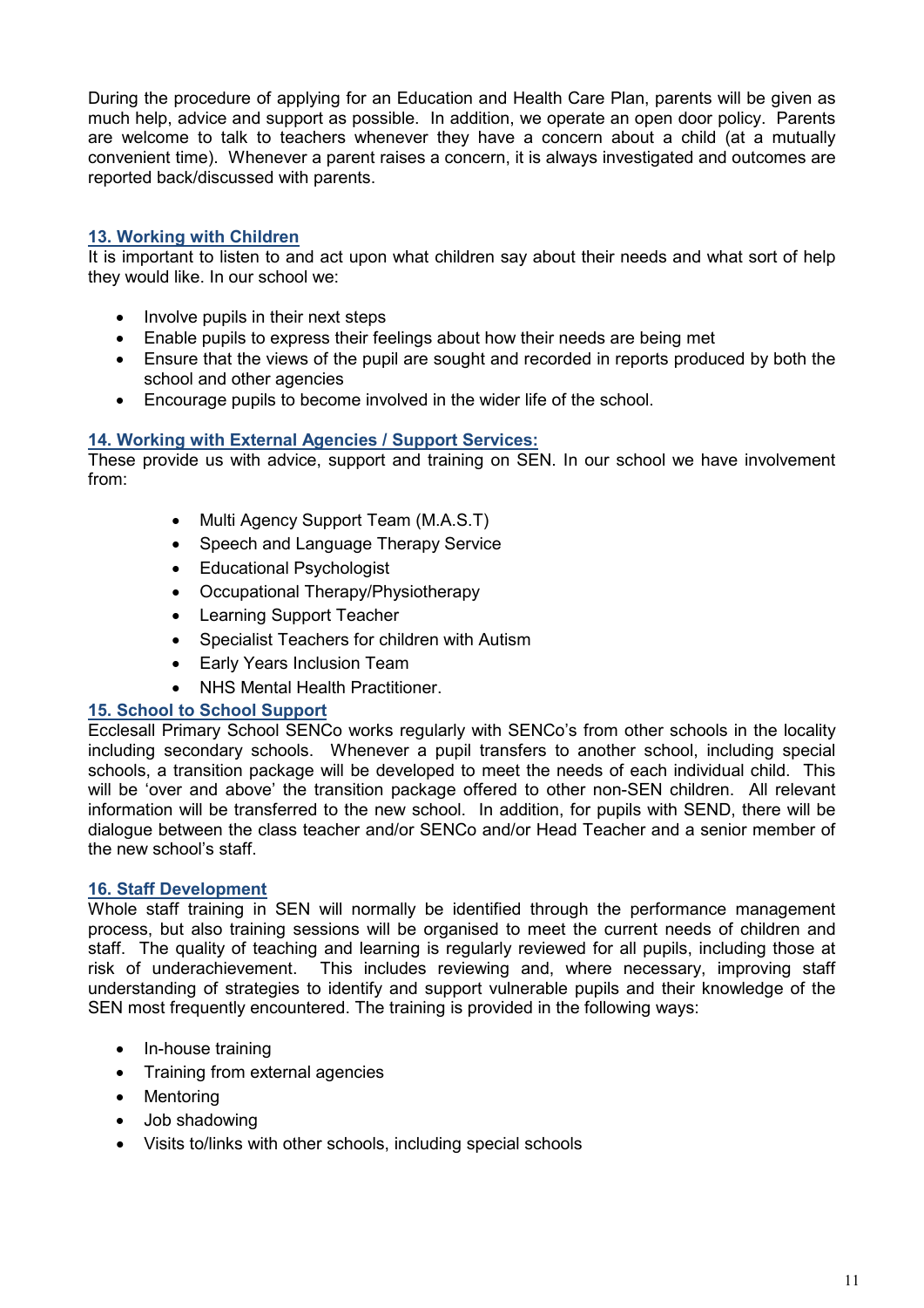During the procedure of applying for an Education and Health Care Plan, parents will be given as much help, advice and support as possible. In addition, we operate an open door policy. Parents are welcome to talk to teachers whenever they have a concern about a child (at a mutually convenient time). Whenever a parent raises a concern, it is always investigated and outcomes are reported back/discussed with parents.

## 13. Working with Children

It is important to listen to and act upon what children say about their needs and what sort of help they would like. In our school we:

- Involve pupils in their next steps
- Enable pupils to express their feelings about how their needs are being met
- Ensure that the views of the pupil are sought and recorded in reports produced by both the school and other agencies
- Encourage pupils to become involved in the wider life of the school.

## 14. Working with External Agencies / Support Services:

These provide us with advice, support and training on SEN. In our school we have involvement from:

- Multi Agency Support Team (M.A.S.T)
- Speech and Language Therapy Service
- Educational Psychologist
- Occupational Therapy/Physiotherapy
- Learning Support Teacher
- Specialist Teachers for children with Autism
- Early Years Inclusion Team
- NHS Mental Health Practitioner.

## 15. School to School Support

Ecclesall Primary School SENCo works regularly with SENCo's from other schools in the locality including secondary schools. Whenever a pupil transfers to another school, including special schools, a transition package will be developed to meet the needs of each individual child. This will be 'over and above' the transition package offered to other non-SEN children. All relevant information will be transferred to the new school. In addition, for pupils with SEND, there will be dialogue between the class teacher and/or SENCo and/or Head Teacher and a senior member of the new school's staff.

## 16. Staff Development

Whole staff training in SEN will normally be identified through the performance management process, but also training sessions will be organised to meet the current needs of children and staff. The quality of teaching and learning is regularly reviewed for all pupils, including those at risk of underachievement. This includes reviewing and, where necessary, improving staff understanding of strategies to identify and support vulnerable pupils and their knowledge of the SEN most frequently encountered. The training is provided in the following ways:

- In-house training
- Training from external agencies
- Mentoring
- Job shadowing
- Visits to/links with other schools, including special schools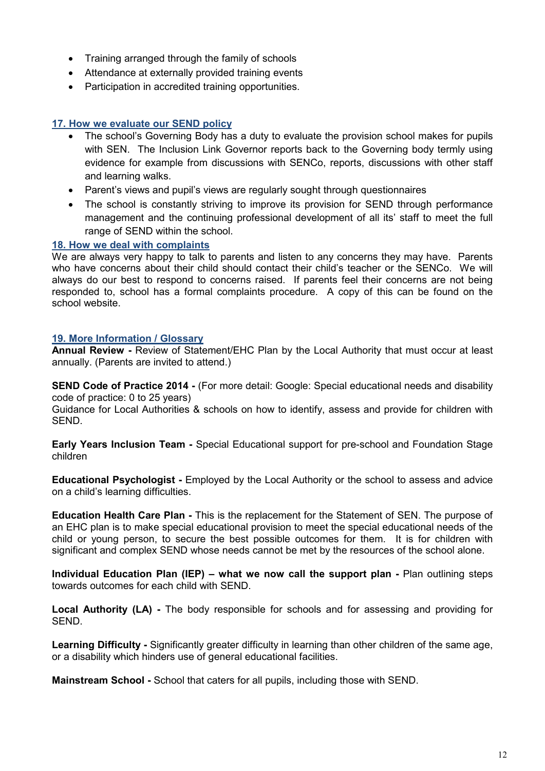- Training arranged through the family of schools
- Attendance at externally provided training events
- Participation in accredited training opportunities.

## 17. How we evaluate our SEND policy

- The school's Governing Body has a duty to evaluate the provision school makes for pupils with SEN. The Inclusion Link Governor reports back to the Governing body termly using evidence for example from discussions with SENCo, reports, discussions with other staff and learning walks.
- Parent's views and pupil's views are regularly sought through questionnaires
- The school is constantly striving to improve its provision for SEND through performance management and the continuing professional development of all its' staff to meet the full range of SEND within the school.

## 18. How we deal with complaints

We are always very happy to talk to parents and listen to any concerns they may have. Parents who have concerns about their child should contact their child's teacher or the SENCo. We will always do our best to respond to concerns raised. If parents feel their concerns are not being responded to, school has a formal complaints procedure. A copy of this can be found on the school website.

## 19. More Information / Glossary

**Annual Review -** Review of Statement/EHC Plan by the Local Authority that must occur at least annually. (Parents are invited to attend.)

**SEND Code of Practice 2014 -** (For more detail: Google: Special educational needs and disability code of practice: 0 to 25 years)
Guidance for Local Authorities & schools on how to identify, assess and provide for children with SEND.

**Early Years Inclusion Team -** Special Educational support for pre-school and Foundation Stage children

**Educational Psychologist -** Employed by the Local Authority or the school to assess and advice on a child's learning difficulties.

**Education Health Care Plan -** This is the replacement for the Statement of SEN. The purpose of an EHC plan is to make special educational provision to meet the special educational needs of the child or young person, to secure the best possible outcomes for them. It is for children with significant and complex SEND whose needs cannot be met by the resources of the school alone.

**Individual Education Plan (IEP) – what we now call the support plan -** Plan outlining steps towards outcomes for each child with SEND.

**Local Authority (LA) -** The body responsible for schools and for assessing and providing for SEND.

**Learning Difficulty -** Significantly greater difficulty in learning than other children of the same age, or a disability which hinders use of general educational facilities.

**Mainstream School -** School that caters for all pupils, including those with SEND.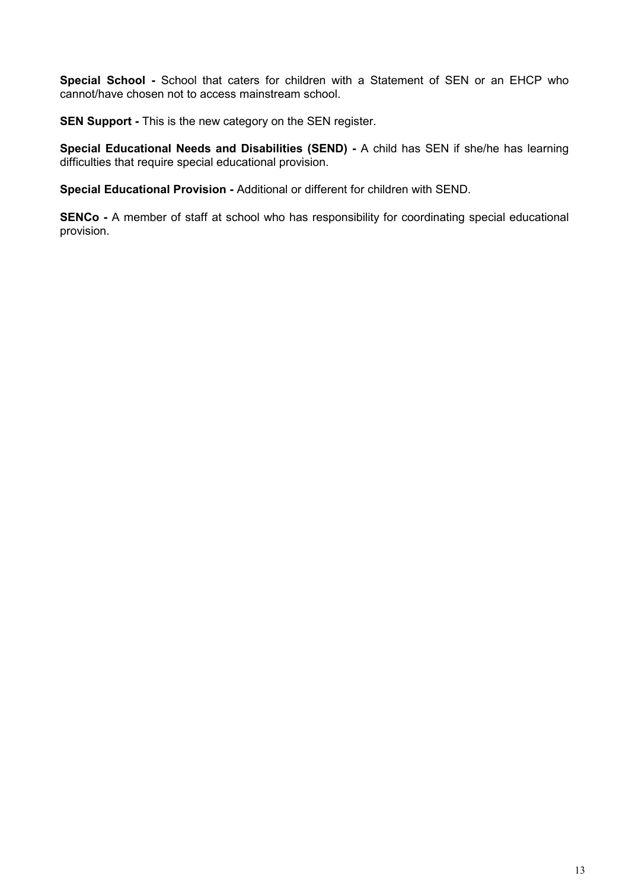**Special School -** School that caters for children with a Statement of SEN or an EHCP who cannot/have chosen not to access mainstream school.

**SEN Support -** This is the new category on the SEN register.

**Special Educational Needs and Disabilities (SEND) -** A child has SEN if she/he has learning difficulties that require special educational provision.

**Special Educational Provision -** Additional or different for children with SEND.

**SENCo -** A member of staff at school who has responsibility for coordinating special educational provision.